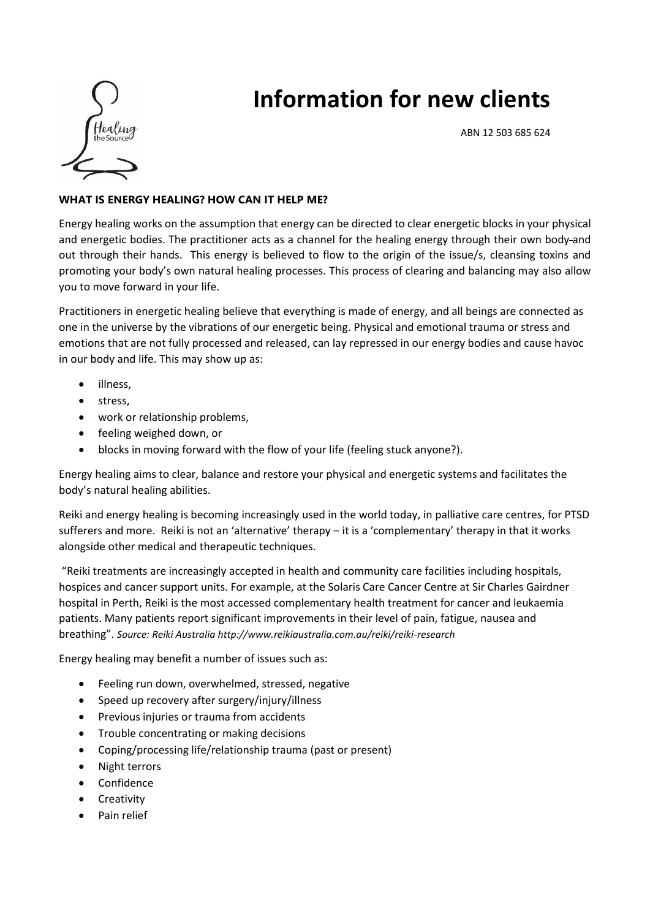# Information for new clients

ABN 12 503 685 624

**WHAT IS ENERGY HEALING? HOW CAN IT HELP ME?**

Energy healing works on the assumption that energy can be directed to clear energetic blocks in your physical and energetic bodies. The practitioner acts as a channel for the healing energy through their own body and out through their hands. This energy is believed to flow to the origin of the issue/s, cleansing toxins and promoting your body's own natural healing processes. This process of clearing and balancing may also allow you to move forward in your life.

Practitioners in energetic healing believe that everything is made of energy, and all beings are connected as one in the universe by the vibrations of our energetic being. Physical and emotional trauma or stress and emotions that are not fully processed and released, can lay repressed in our energy bodies and cause havoc in our body and life. This may show up as:

- illness,
- stress,
- work or relationship problems,
- feeling weighed down, or
- blocks in moving forward with the flow of your life (feeling stuck anyone?).

Energy healing aims to clear, balance and restore your physical and energetic systems and facilitates the body's natural healing abilities.

Reiki and energy healing is becoming increasingly used in the world today, in palliative care centres, for PTSD sufferers and more. Reiki is not an 'alternative' therapy – it is a 'complementary' therapy in that it works alongside other medical and therapeutic techniques.

"Reiki treatments are increasingly accepted in health and community care facilities including hospitals, hospices and cancer support units. For example, at the Solaris Care Cancer Centre at Sir Charles Gairdner hospital in Perth, Reiki is the most accessed complementary health treatment for cancer and leukaemia patients. Many patients report significant improvements in their level of pain, fatigue, nausea and breathing". *Source: Reiki Australia http://www.reikiaustralia.com.au/reiki/reiki-research*

Energy healing may benefit a number of issues such as:

- Feeling run down, overwhelmed, stressed, negative
- Speed up recovery after surgery/injury/illness
- Previous injuries or trauma from accidents
- Trouble concentrating or making decisions
- Coping/processing life/relationship trauma (past or present)
- Night terrors
- Confidence
- Creativity
- Pain relief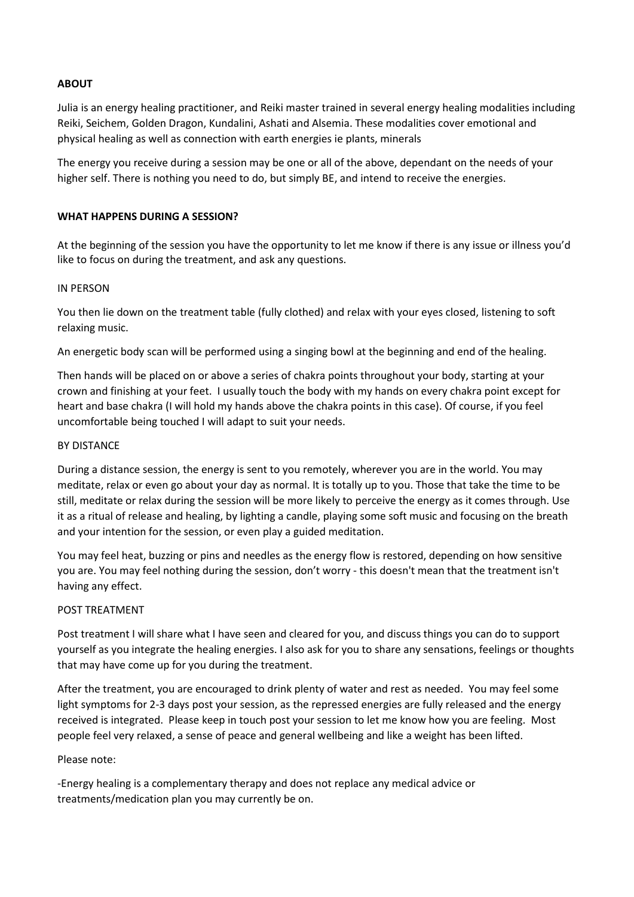**ABOUT**

Julia is an energy healing practitioner, and Reiki master trained in several energy healing modalities including Reiki, Seichem, Golden Dragon, Kundalini, Ashati and Alsemia. These modalities cover emotional and physical healing as well as connection with earth energies ie plants, minerals

The energy you receive during a session may be one or all of the above, dependant on the needs of your higher self. There is nothing you need to do, but simply BE, and intend to receive the energies.

**WHAT HAPPENS DURING A SESSION?**

At the beginning of the session you have the opportunity to let me know if there is any issue or illness you'd like to focus on during the treatment, and ask any questions.

IN PERSON

You then lie down on the treatment table (fully clothed) and relax with your eyes closed, listening to soft relaxing music.

An energetic body scan will be performed using a singing bowl at the beginning and end of the healing.

Then hands will be placed on or above a series of chakra points throughout your body, starting at your crown and finishing at your feet. I usually touch the body with my hands on every chakra point except for heart and base chakra (I will hold my hands above the chakra points in this case). Of course, if you feel uncomfortable being touched I will adapt to suit your needs.

BY DISTANCE

During a distance session, the energy is sent to you remotely, wherever you are in the world. You may meditate, relax or even go about your day as normal. It is totally up to you. Those that take the time to be still, meditate or relax during the session will be more likely to perceive the energy as it comes through. Use it as a ritual of release and healing, by lighting a candle, playing some soft music and focusing on the breath and your intention for the session, or even play a guided meditation.

You may feel heat, buzzing or pins and needles as the energy flow is restored, depending on how sensitive you are. You may feel nothing during the session, don't worry - this doesn't mean that the treatment isn't having any effect.

POST TREATMENT

Post treatment I will share what I have seen and cleared for you, and discuss things you can do to support yourself as you integrate the healing energies. I also ask for you to share any sensations, feelings or thoughts that may have come up for you during the treatment.

After the treatment, you are encouraged to drink plenty of water and rest as needed. You may feel some light symptoms for 2-3 days post your session, as the repressed energies are fully released and the energy received is integrated. Please keep in touch post your session to let me know how you are feeling. Most people feel very relaxed, a sense of peace and general wellbeing and like a weight has been lifted.

Please note:

-Energy healing is a complementary therapy and does not replace any medical advice or treatments/medication plan you may currently be on.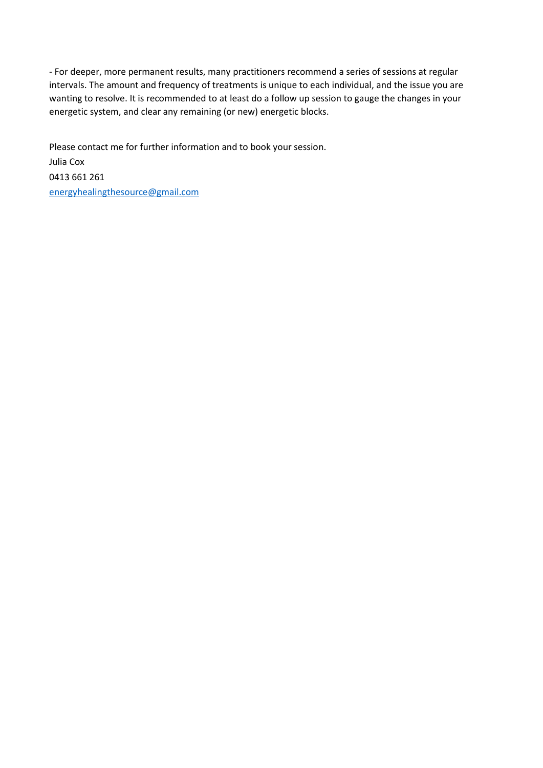- For deeper, more permanent results, many practitioners recommend a series of sessions at regular intervals. The amount and frequency of treatments is unique to each individual, and the issue you are wanting to resolve. It is recommended to at least do a follow up session to gauge the changes in your energetic system, and clear any remaining (or new) energetic blocks.

Please contact me for further information and to book your session.
Julia Cox
0413 661 261
energyhealingthesource@gmail.com